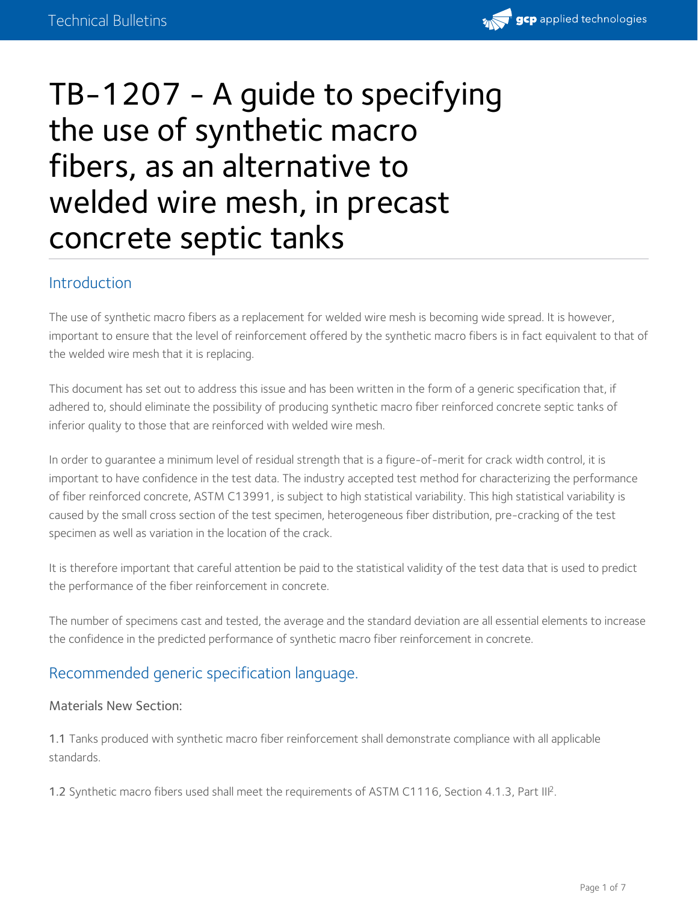# TB-1207 - A guide to specifying the use of synthetic macro fibers, as an alternative to welded wire mesh, in precast concrete septic tanks

## Introduction

The use of synthetic macro fibers as a replacement for welded wire mesh is becoming wide spread. It is however, important to ensure that the level of reinforcement offered by the synthetic macro fibers is in fact equivalent to that of the welded wire mesh that it is replacing.

This document has set out to address this issue and has been written in the form of a generic specification that, if adhered to, should eliminate the possibility of producing synthetic macro fiber reinforced concrete septic tanks of inferior quality to those that are reinforced with welded wire mesh.

In order to guarantee a minimum level of residual strength that is a figure-of-merit for crack width control, it is important to have confidence in the test data. The industry accepted test method for characterizing the performance of fiber reinforced concrete, ASTM C1399[1], is subject to high statistical variability. This high statistical variability is caused by the small cross section of the test specimen, heterogeneous fiber distribution, pre-cracking of the test specimen as well as variation in the location of the crack.

It is therefore important that careful attention be paid to the statistical validity of the test data that is used to predict the performance of the fiber reinforcement in concrete.

The number of specimens cast and tested, the average and the standard deviation are all essential elements to increase the confidence in the predicted performance of synthetic macro fiber reinforcement in concrete.

## Recommended generic specification language.

Materials New Section:

1.1 Tanks produced with synthetic macro fiber reinforcement shall demonstrate compliance with all applicable standards.

1.2 Synthetic macro fibers used shall meet the requirements of ASTM C1116, Section 4.1.3, Part III[2].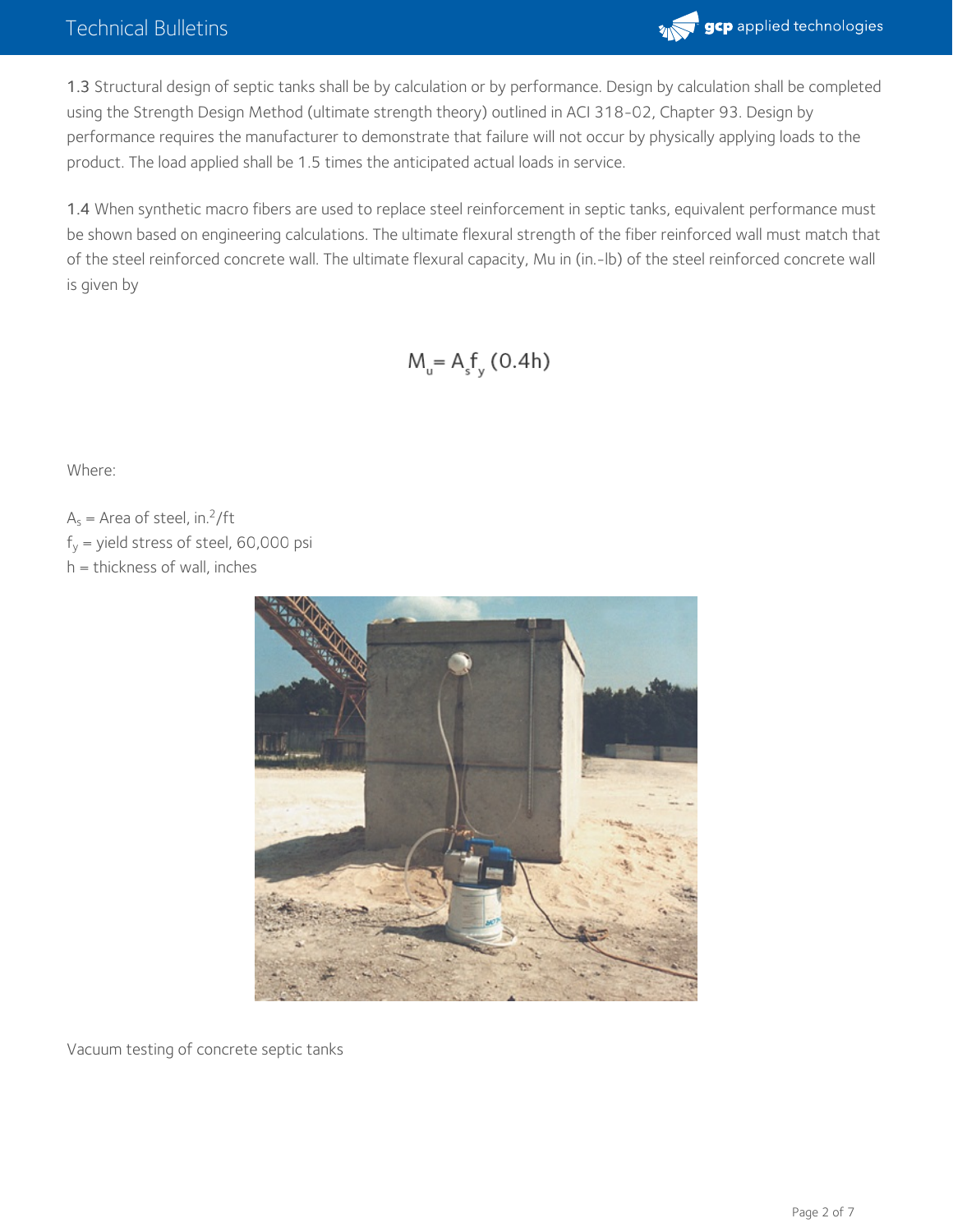1.3 Structural design of septic tanks shall be by calculation or by performance. Design by calculation shall be completed using the Strength Design Method (ultimate strength theory) outlined in ACI 318-02, Chapter 93. Design by performance requires the manufacturer to demonstrate that failure will not occur by physically applying loads to the product. The load applied shall be 1.5 times the anticipated actual loads in service.

1.4 When synthetic macro fibers are used to replace steel reinforcement in septic tanks, equivalent performance must be shown based on engineering calculations. The ultimate flexural strength of the fiber reinforced wall must match that of the steel reinforced concrete wall. The ultimate flexural capacity, Mu in (in.-lb) of the steel reinforced concrete wall is given by

$$M_u = A_s f_y (0.4h)$$

Where:

$A_s$ = Area of steel, in.$^2$/ft
$f_y$ = yield stress of steel, 60,000 psi
$h$ = thickness of wall, inches

Vacuum testing of concrete septic tanks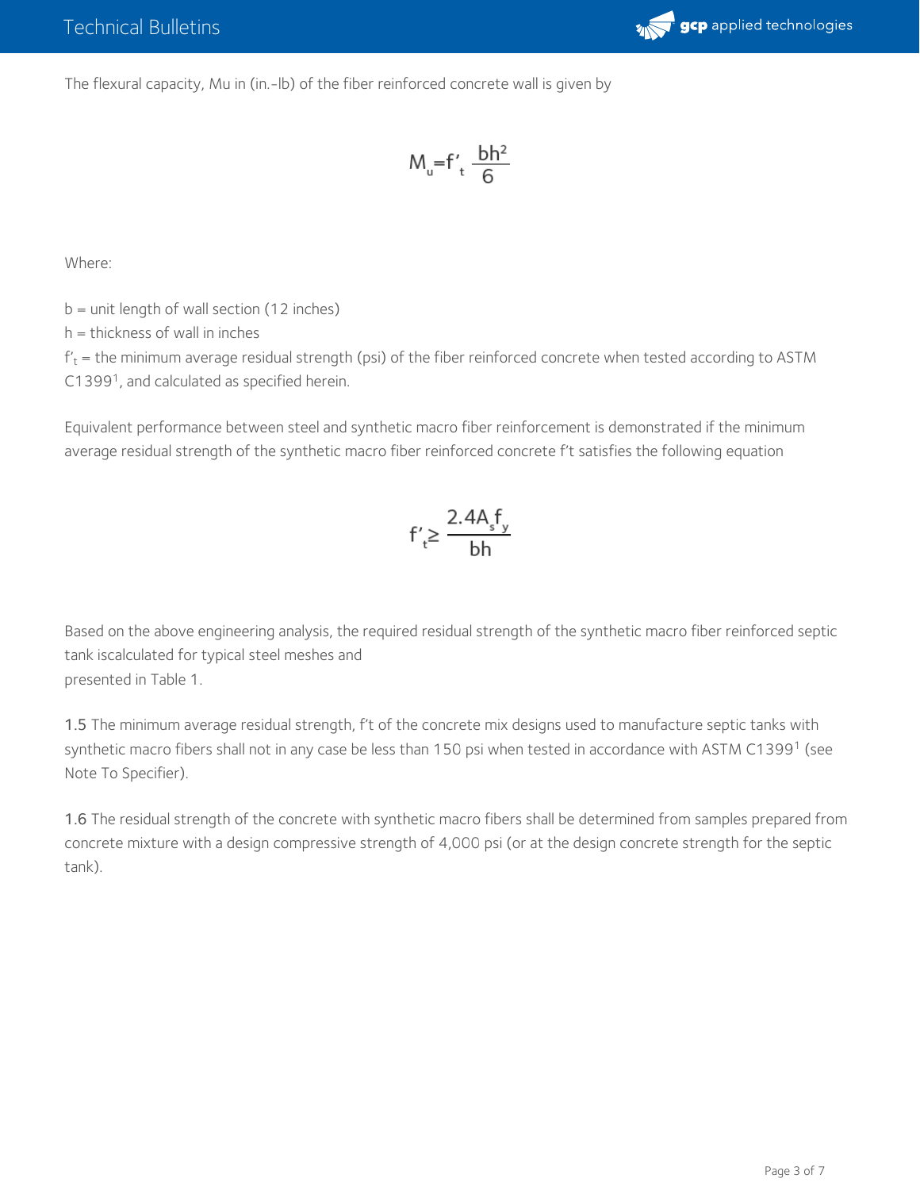The flexural capacity, Mu in (in.-lb) of the fiber reinforced concrete wall is given by

$$M_u = f'_t \frac{bh^2}{6}$$

Where:

b = unit length of wall section (12 inches)
h = thickness of wall in inches
$f'_t$ = the minimum average residual strength (psi) of the fiber reinforced concrete when tested according to ASTM C1399[1], and calculated as specified herein.

Equivalent performance between steel and synthetic macro fiber reinforcement is demonstrated if the minimum average residual strength of the synthetic macro fiber reinforced concrete f't satisfies the following equation

$$f'_t \geq \frac{2.4A_s f_y}{bh}$$

Based on the above engineering analysis, the required residual strength of the synthetic macro fiber reinforced septic tank iscalculated for typical steel meshes and
presented in Table 1.

1.5 The minimum average residual strength, f't of the concrete mix designs used to manufacture septic tanks with synthetic macro fibers shall not in any case be less than 150 psi when tested in accordance with ASTM C1399[1] (see Note To Specifier).

1.6 The residual strength of the concrete with synthetic macro fibers shall be determined from samples prepared from concrete mixture with a design compressive strength of 4,000 psi (or at the design concrete strength for the septic tank).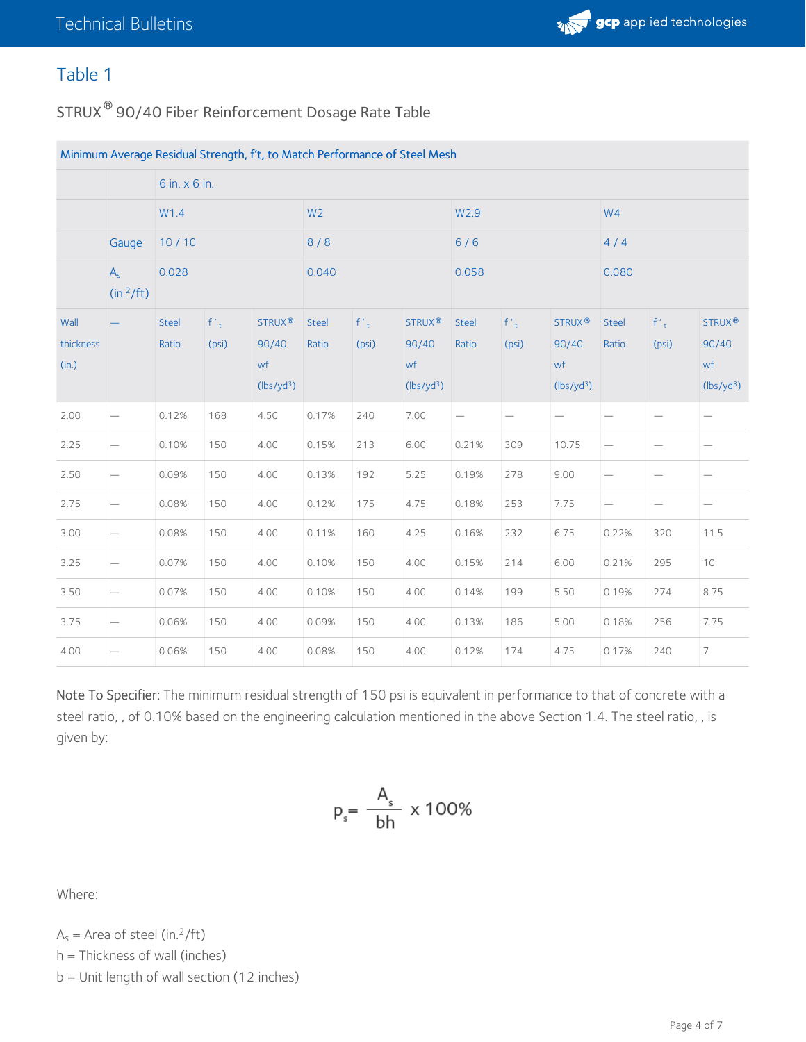## Table 1

### STRUX® 90/40 Fiber Reinforcement Dosage Rate Table

| Minimum Average Residual Strength, f't, to Match Performance of Steel Mesh | | | | | | | | | | | | | |
|---|---|---|---|---|---|---|---|---|---|---|---|---|---|
| | | 6 in. x 6 in. | | | | | | | | | | | |
| | | W1.4 | | | W2 | | | W2.9 | | | W4 | | |
| | Gauge | 10 / 10 | | | 8 / 8 | | | 6 / 6 | | | 4 / 4 | | |
| | $A_s$ (in.$^2$/ft) | 0.028 | | | 0.040 | | | 0.058 | | | 0.080 | | |
| Wall thickness (in.) | — | Steel Ratio | $f'_t$ (psi) | STRUX® 90/40 wf (lbs/yd$^3$) | Steel Ratio | $f'_t$ (psi) | STRUX® 90/40 wf (lbs/yd$^3$) | Steel Ratio | $f'_t$ (psi) | STRUX® 90/40 wf (lbs/yd$^3$) | Steel Ratio | $f'_t$ (psi) | STRUX® 90/40 wf (lbs/yd$^3$) |
| 2.00 | — | 0.12% | 168 | 4.50 | 0.17% | 240 | 7.00 | — | — | — | — | — | — |
| 2.25 | — | 0.10% | 150 | 4.00 | 0.15% | 213 | 6.00 | 0.21% | 309 | 10.75 | — | — | — |
| 2.50 | — | 0.09% | 150 | 4.00 | 0.13% | 192 | 5.25 | 0.19% | 278 | 9.00 | — | — | — |
| 2.75 | — | 0.08% | 150 | 4.00 | 0.12% | 175 | 4.75 | 0.18% | 253 | 7.75 | — | — | — |
| 3.00 | — | 0.08% | 150 | 4.00 | 0.11% | 160 | 4.25 | 0.16% | 232 | 6.75 | 0.22% | 320 | 11.5 |
| 3.25 | — | 0.07% | 150 | 4.00 | 0.10% | 150 | 4.00 | 0.15% | 214 | 6.00 | 0.21% | 295 | 10 |
| 3.50 | — | 0.07% | 150 | 4.00 | 0.10% | 150 | 4.00 | 0.14% | 199 | 5.50 | 0.19% | 274 | 8.75 |
| 3.75 | — | 0.06% | 150 | 4.00 | 0.09% | 150 | 4.00 | 0.13% | 186 | 5.00 | 0.18% | 256 | 7.75 |
| 4.00 | — | 0.06% | 150 | 4.00 | 0.08% | 150 | 4.00 | 0.12% | 174 | 4.75 | 0.17% | 240 | 7 |

**Note To Specifier:** The minimum residual strength of 150 psi is equivalent in performance to that of concrete with a steel ratio, , of 0.10% based on the engineering calculation mentioned in the above Section 1.4. The steel ratio, , is given by:

$$p_s = \frac{A_s}{bh} \times 100\%$$

Where:

$A_s$ = Area of steel (in.$^2$/ft)
h = Thickness of wall (inches)
b = Unit length of wall section (12 inches)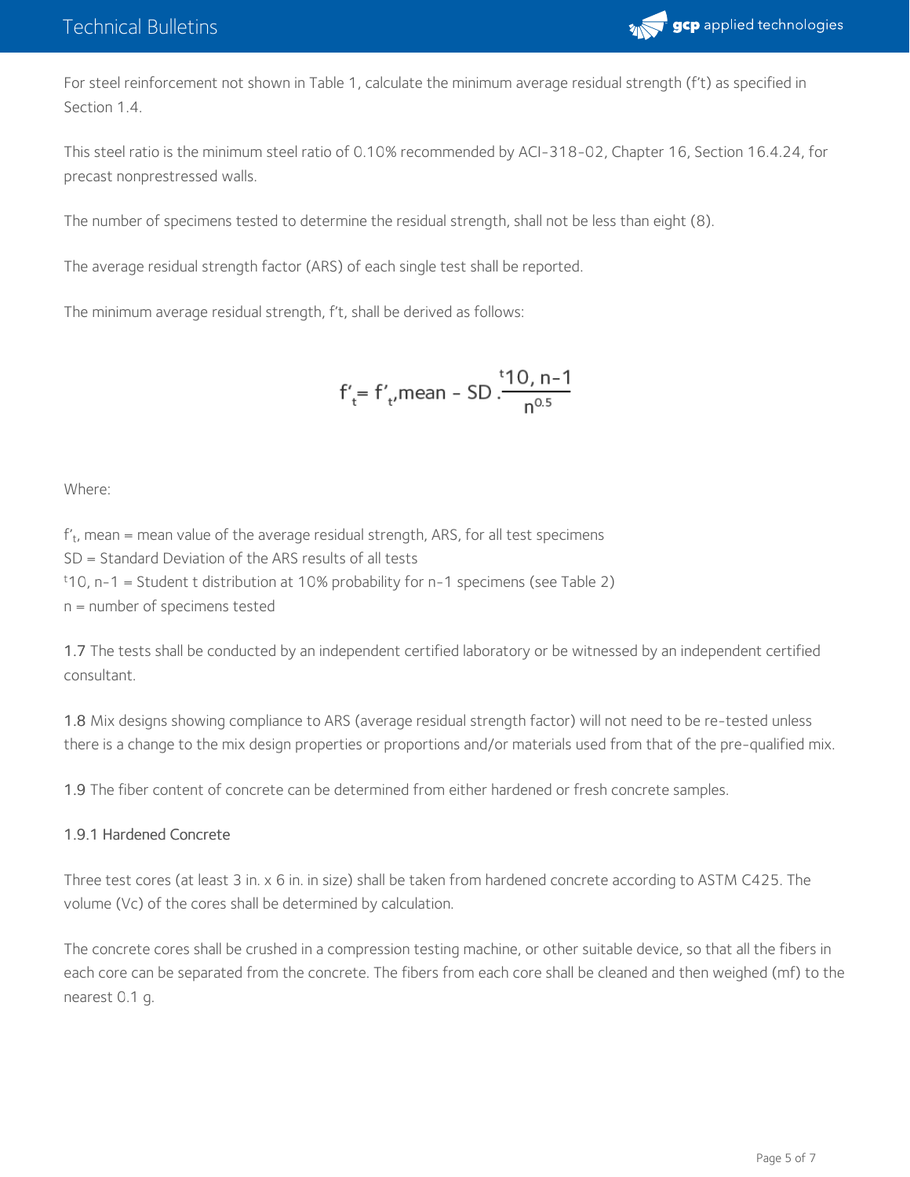For steel reinforcement not shown in Table 1, calculate the minimum average residual strength (f’t) as specified in Section 1.4.

This steel ratio is the minimum steel ratio of 0.10% recommended by ACI-318-02, Chapter 16, Section 16.4.24, for precast nonprestressed walls.

The number of specimens tested to determine the residual strength, shall not be less than eight (8).

The average residual strength factor (ARS) of each single test shall be reported.

The minimum average residual strength, f’t, shall be derived as follows:

$$f'_t = f'_{t,}\text{mean} - SD \cdot \frac{t_{10,\,n-1}}{n^{0.5}}$$

Where:

$f'_t$, mean = mean value of the average residual strength, ARS, for all test specimens
SD = Standard Deviation of the ARS results of all tests
$t_{10,\,n-1}$ = Student t distribution at 10% probability for n-1 specimens (see Table 2)
n = number of specimens tested

**1.7** The tests shall be conducted by an independent certified laboratory or be witnessed by an independent certified consultant.

**1.8** Mix designs showing compliance to ARS (average residual strength factor) will not need to be re-tested unless there is a change to the mix design properties or proportions and/or materials used from that of the pre-qualified mix.

**1.9** The fiber content of concrete can be determined from either hardened or fresh concrete samples.

### 1.9.1 Hardened Concrete

Three test cores (at least 3 in. x 6 in. in size) shall be taken from hardened concrete according to ASTM C425. The volume (Vc) of the cores shall be determined by calculation.

The concrete cores shall be crushed in a compression testing machine, or other suitable device, so that all the fibers in each core can be separated from the concrete. The fibers from each core shall be cleaned and then weighed (mf) to the nearest 0.1 g.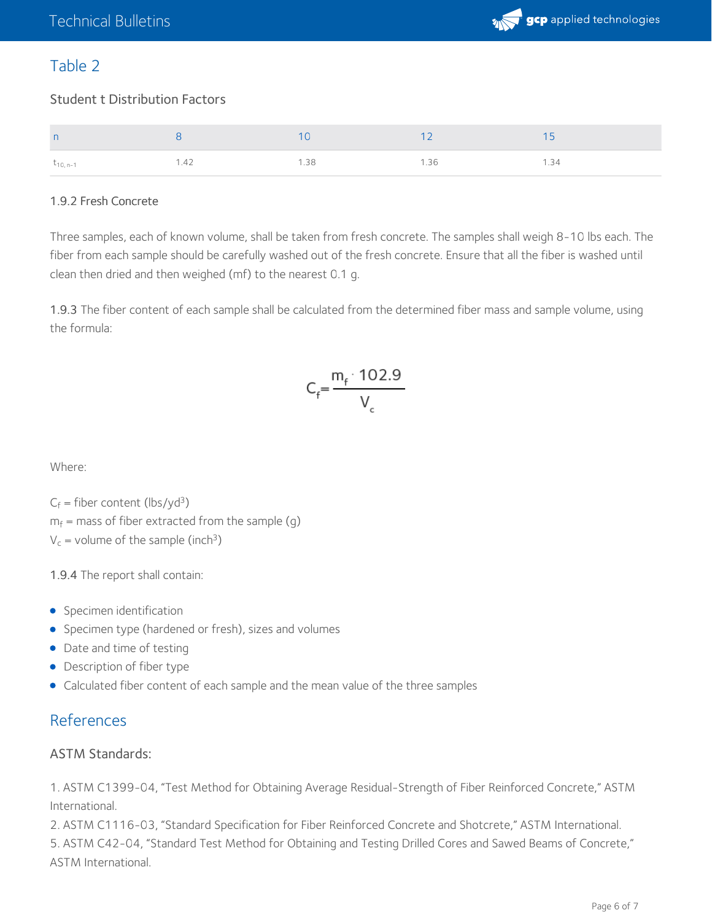## Table 2

### Student t Distribution Factors

| n | 8 | 10 | 12 | 15 |
|---|---|---|---|---|
| $t_{10, n-1}$ | 1.42 | 1.38 | 1.36 | 1.34 |

### 1.9.2 Fresh Concrete

Three samples, each of known volume, shall be taken from fresh concrete. The samples shall weigh 8-10 lbs each. The fiber from each sample should be carefully washed out of the fresh concrete. Ensure that all the fiber is washed until clean then dried and then weighed (mf) to the nearest 0.1 g.

**1.9.3** The fiber content of each sample shall be calculated from the determined fiber mass and sample volume, using the formula:

$$C_f = \frac{m_f \cdot 102.9}{V_c}$$

Where:

$C_f$ = fiber content ($lbs/yd^3$)
$m_f$ = mass of fiber extracted from the sample (g)
$V_c$ = volume of the sample ($inch^3$)

**1.9.4** The report shall contain:

- Specimen identification
- Specimen type (hardened or fresh), sizes and volumes
- Date and time of testing
- Description of fiber type
- Calculated fiber content of each sample and the mean value of the three samples

## References

### ASTM Standards:

1. ASTM C1399-04, "Test Method for Obtaining Average Residual-Strength of Fiber Reinforced Concrete," ASTM International.
2. ASTM C1116-03, "Standard Specification for Fiber Reinforced Concrete and Shotcrete," ASTM International.
5. ASTM C42-04, "Standard Test Method for Obtaining and Testing Drilled Cores and Sawed Beams of Concrete," ASTM International.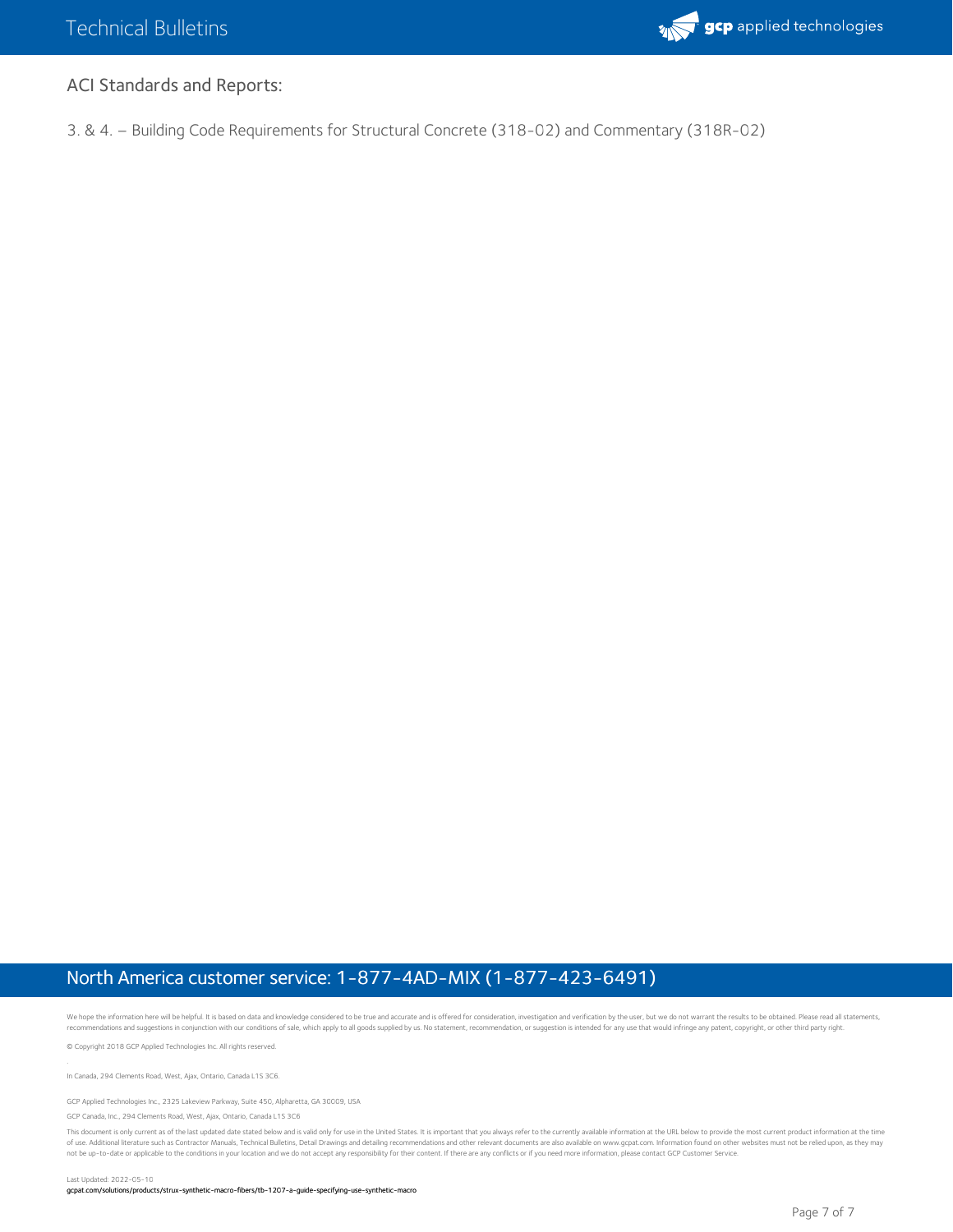## ACI Standards and Reports:

3. & 4. – Building Code Requirements for Structural Concrete (318-02) and Commentary (318R-02)

North America customer service: 1-877-4AD-MIX (1-877-423-6491)

We hope the information here will be helpful. It is based on data and knowledge considered to be true and accurate and is offered for consideration, investigation and verification by the user, but we do not warrant the results to be obtained. Please read all statements, recommendations and suggestions in conjunction with our conditions of sale, which apply to all goods supplied by us. No statement, recommendation, or suggestion is intended for any use that would infringe any patent, copyright, or other third party right.

© Copyright 2018 GCP Applied Technologies Inc. All rights reserved.

In Canada, 294 Clements Road, West, Ajax, Ontario, Canada L1S 3C6.

GCP Applied Technologies Inc., 2325 Lakeview Parkway, Suite 450, Alpharetta, GA 30009, USA

GCP Canada, Inc., 294 Clements Road, West, Ajax, Ontario, Canada L1S 3C6

This document is only current as of the last updated date stated below and is valid only for use in the United States. It is important that you always refer to the currently available information at the URL below to provide the most current product information at the time of use. Additional literature such as Contractor Manuals, Technical Bulletins, Detail Drawings and detailing recommendations and other relevant documents are also available on www.gcpat.com. Information found on other websites must not be relied upon, as they may not be up-to-date or applicable to the conditions in your location and we do not accept any responsibility for their content. If there are any conflicts or if you need more information, please contact GCP Customer Service.

Last Updated: 2022-05-10

gcpat.com/solutions/products/strux-synthetic-macro-fibers/tb-1207-a-guide-specifying-use-synthetic-macro